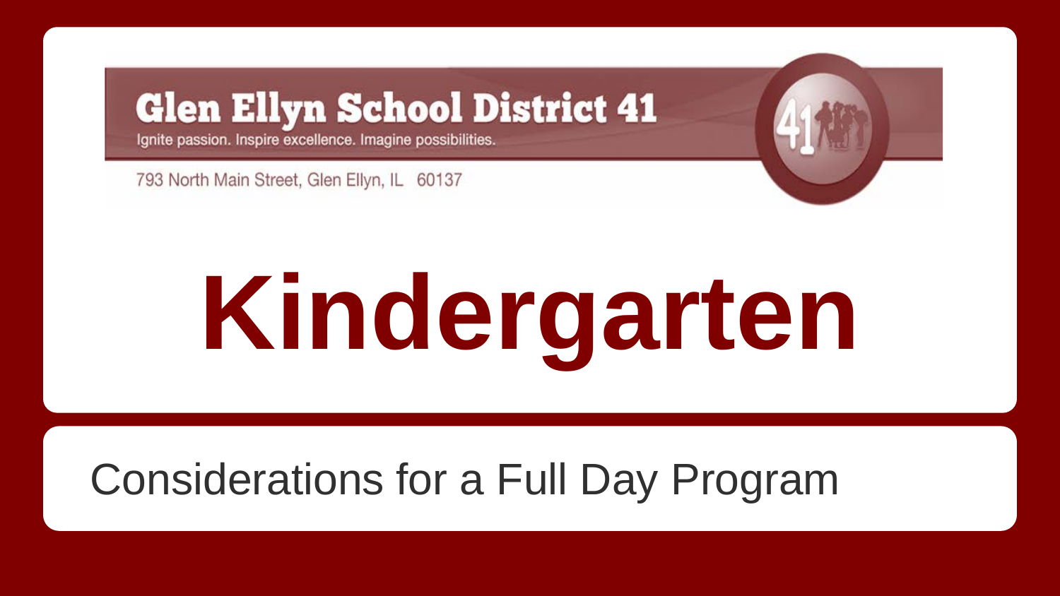Glen Ellyn School District 41

Ignite passion. Inspire excellence. Imagine possibilities.

793 North Main Street, Glen Ellyn, IL 60137

# Kindergarten

## Considerations for a Full Day Program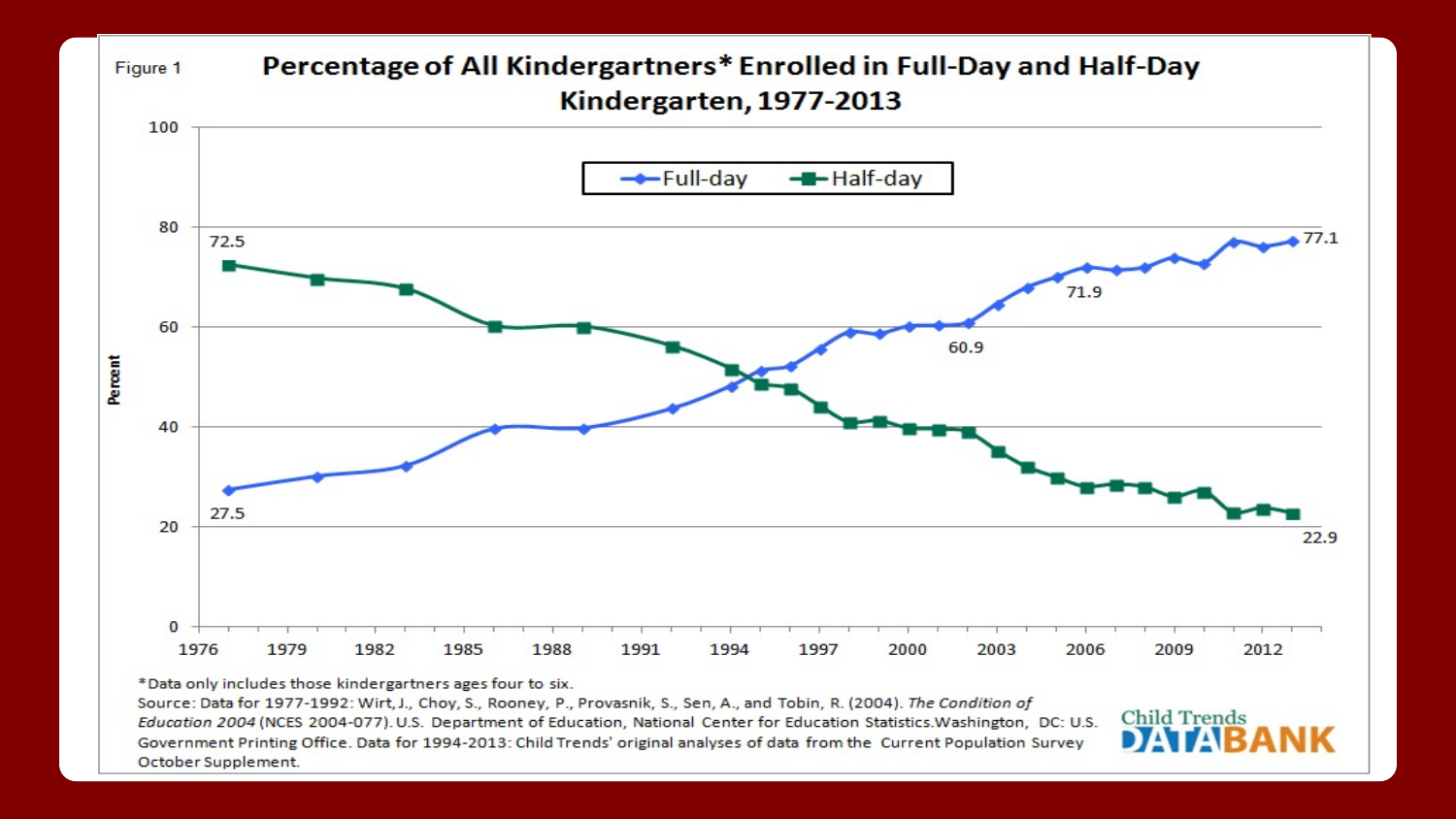Figure 1

# Percentage of All Kindergartners* Enrolled in Full-Day and Half-Day Kindergarten, 1977-2013

*Data only includes those kindergartners ages four to six.

Source: Data for 1977-1992: Wirt, J., Choy, S., Rooney, P., Provasnik, S., Sen, A., and Tobin, R. (2004). *The Condition of Education 2004* (NCES 2004-077). U.S. Department of Education, National Center for Education Statistics. Washington, DC: U.S. Government Printing Office. Data for 1994-2013: Child Trends' original analyses of data from the Current Population Survey October Supplement.

Child Trends DATABANK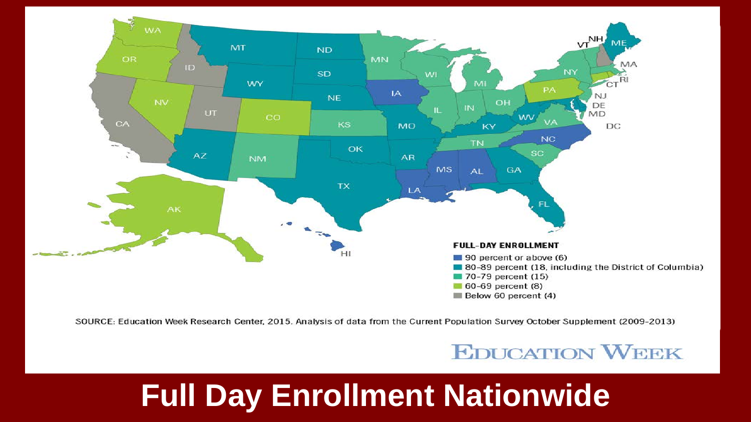# Full Day Enrollment Nationwide

**FULL-DAY ENROLLMENT**

- 90 percent or above (6)
- 80–89 percent (18, including the District of Columbia)
- 70–79 percent (15)
- 60–69 percent (8)
- Below 60 percent (4)

SOURCE: Education Week Research Center, 2015. Analysis of data from the Current Population Survey October Supplement (2009-2013)

EDUCATION WEEK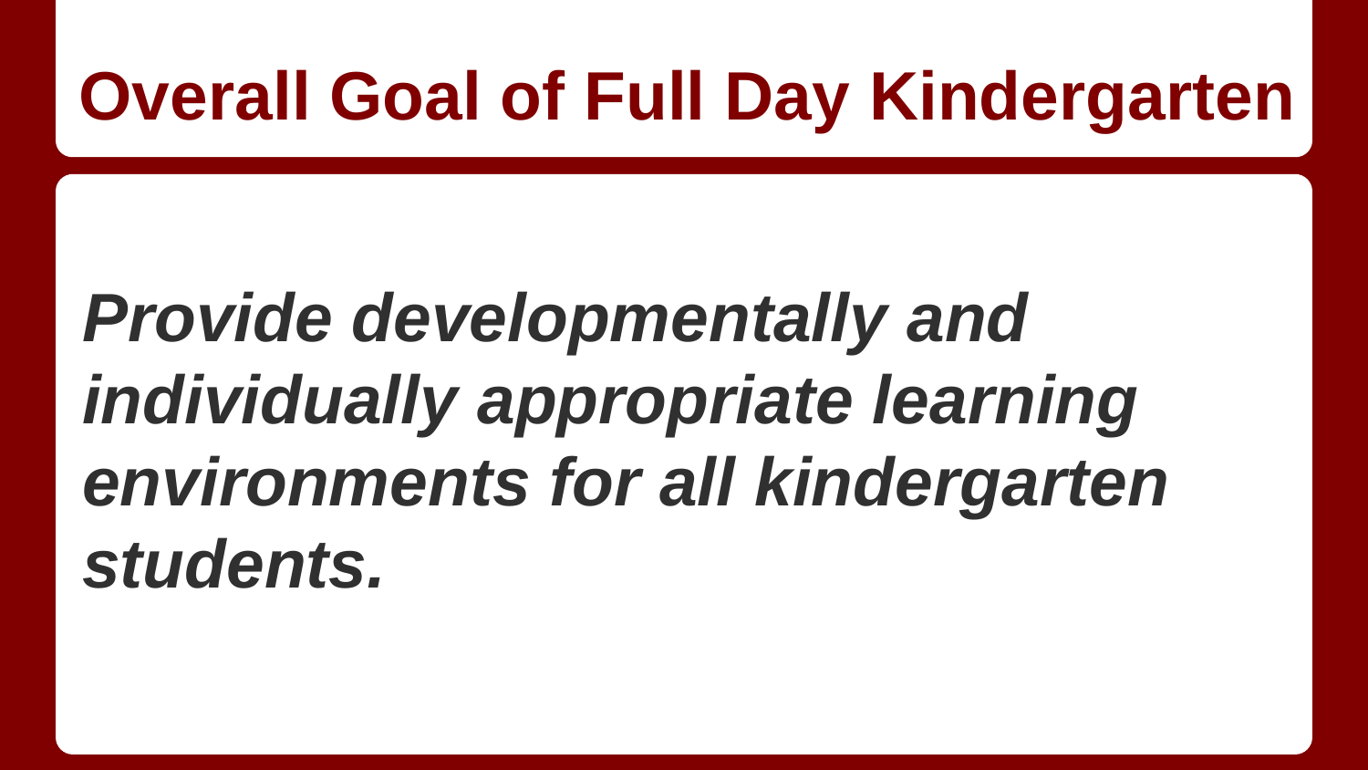# Overall Goal of Full Day Kindergarten

***Provide developmentally and individually appropriate learning environments for all kindergarten students.***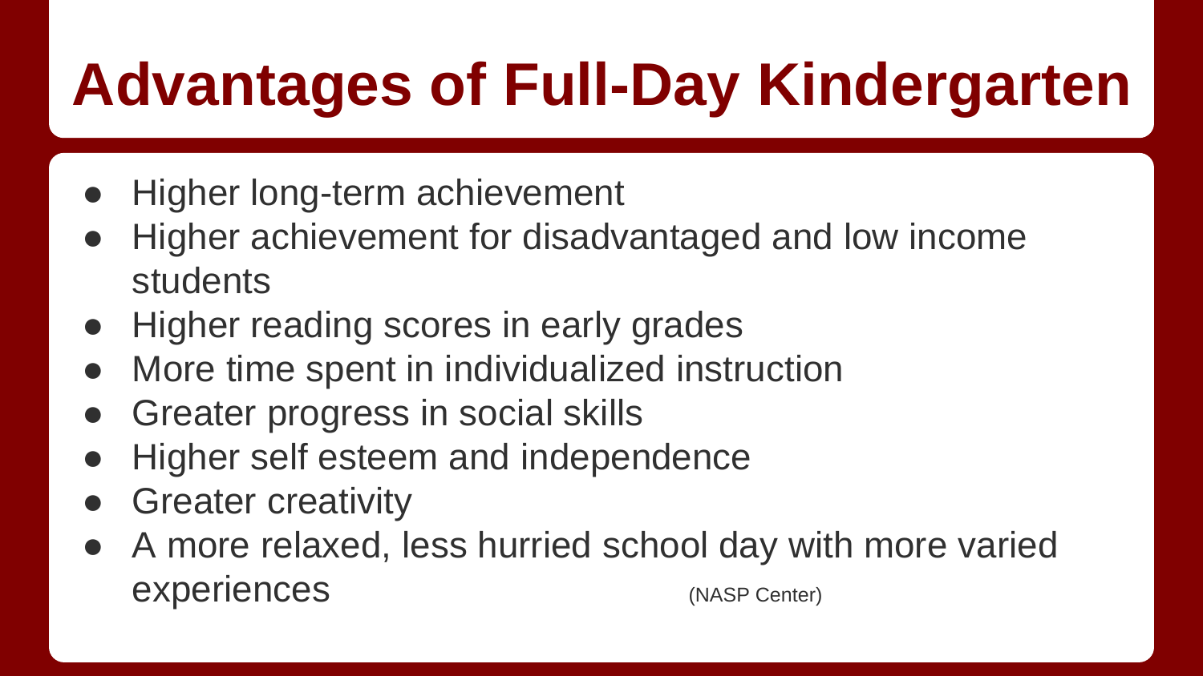# Advantages of Full-Day Kindergarten

- Higher long-term achievement
- Higher achievement for disadvantaged and low income students
- Higher reading scores in early grades
- More time spent in individualized instruction
- Greater progress in social skills
- Higher self esteem and independence
- Greater creativity
- A more relaxed, less hurried school day with more varied experiences (NASP Center)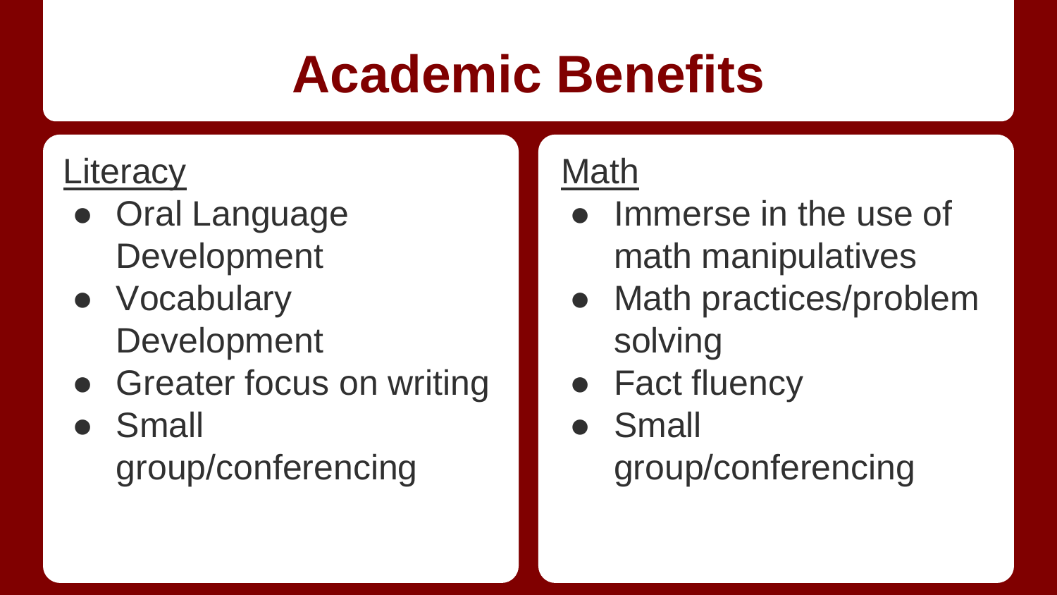# Academic Benefits

Literacy

- Oral Language Development
- Vocabulary Development
- Greater focus on writing
- Small group/conferencing

Math

- Immerse in the use of math manipulatives
- Math practices/problem solving
- Fact fluency
- Small group/conferencing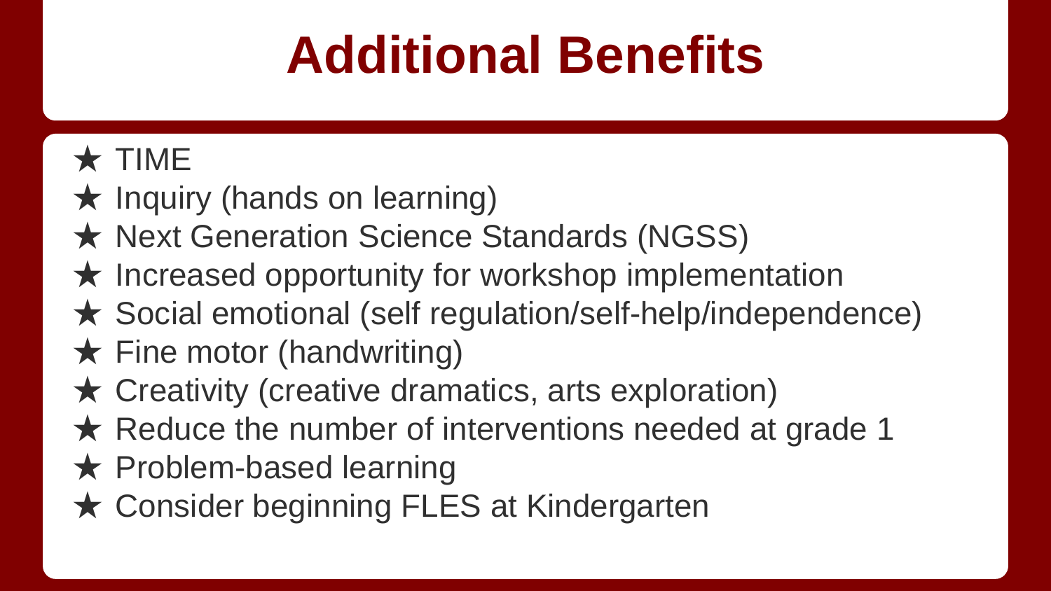# Additional Benefits

- TIME
- Inquiry (hands on learning)
- Next Generation Science Standards (NGSS)
- Increased opportunity for workshop implementation
- Social emotional (self regulation/self-help/independence)
- Fine motor (handwriting)
- Creativity (creative dramatics, arts exploration)
- Reduce the number of interventions needed at grade 1
- Problem-based learning
- Consider beginning FLES at Kindergarten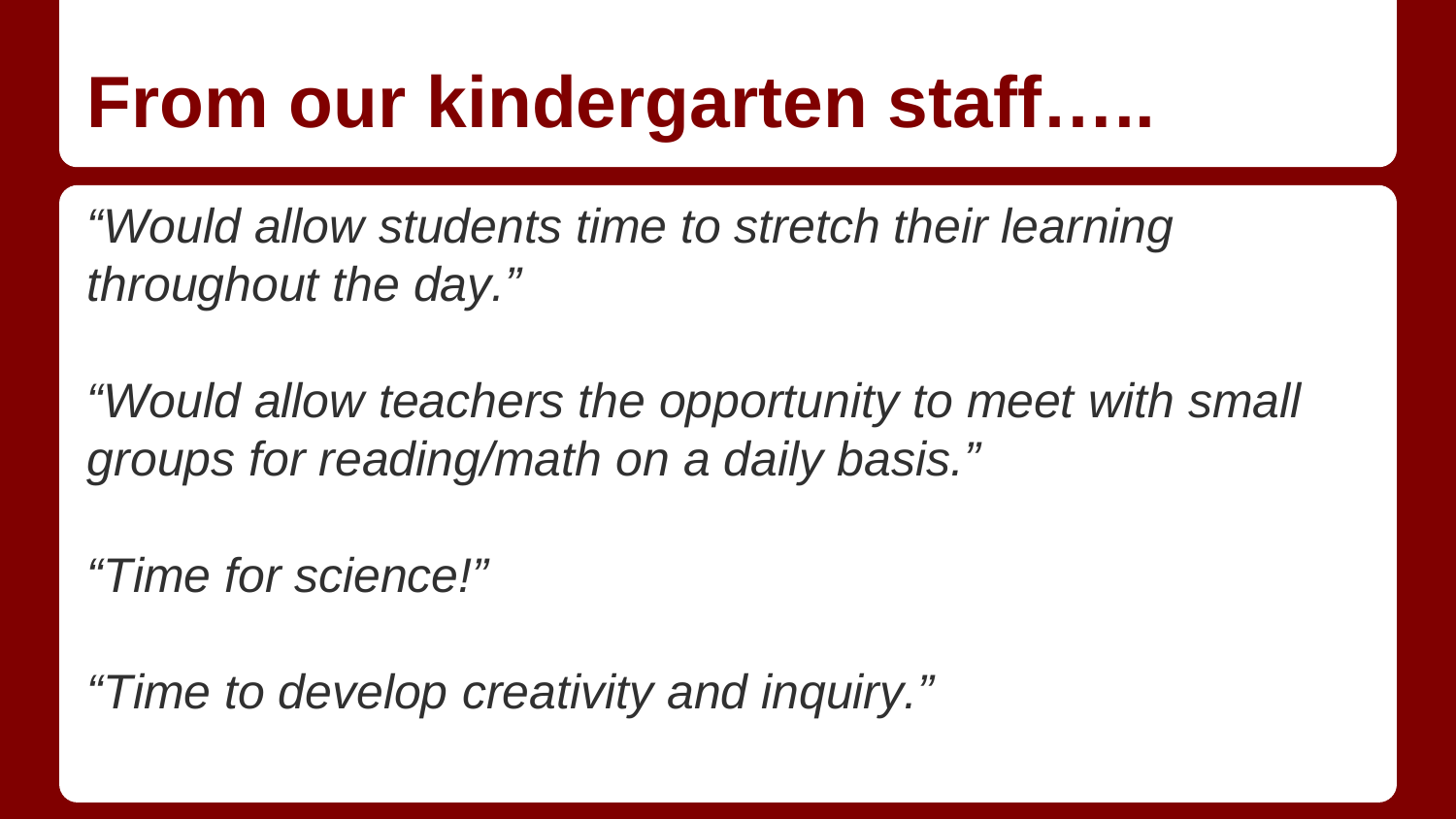# From our kindergarten staff…..

*“Would allow students time to stretch their learning throughout the day.”*

*“Would allow teachers the opportunity to meet with small groups for reading/math on a daily basis.”*

*“Time for science!”*

*“Time to develop creativity and inquiry.”*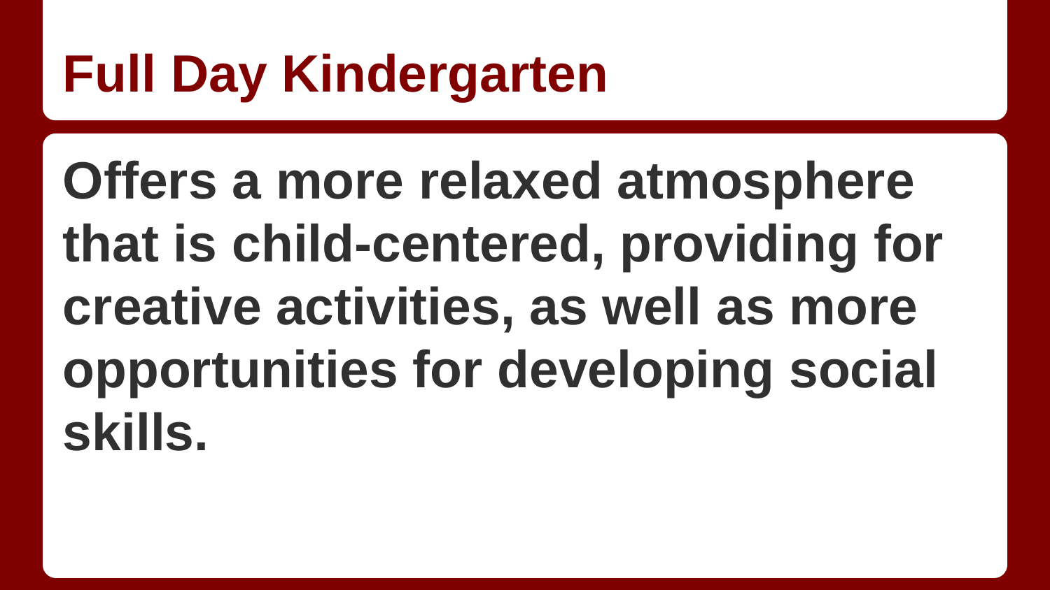# Full Day Kindergarten

**Offers a more relaxed atmosphere that is child-centered, providing for creative activities, as well as more opportunities for developing social skills.**